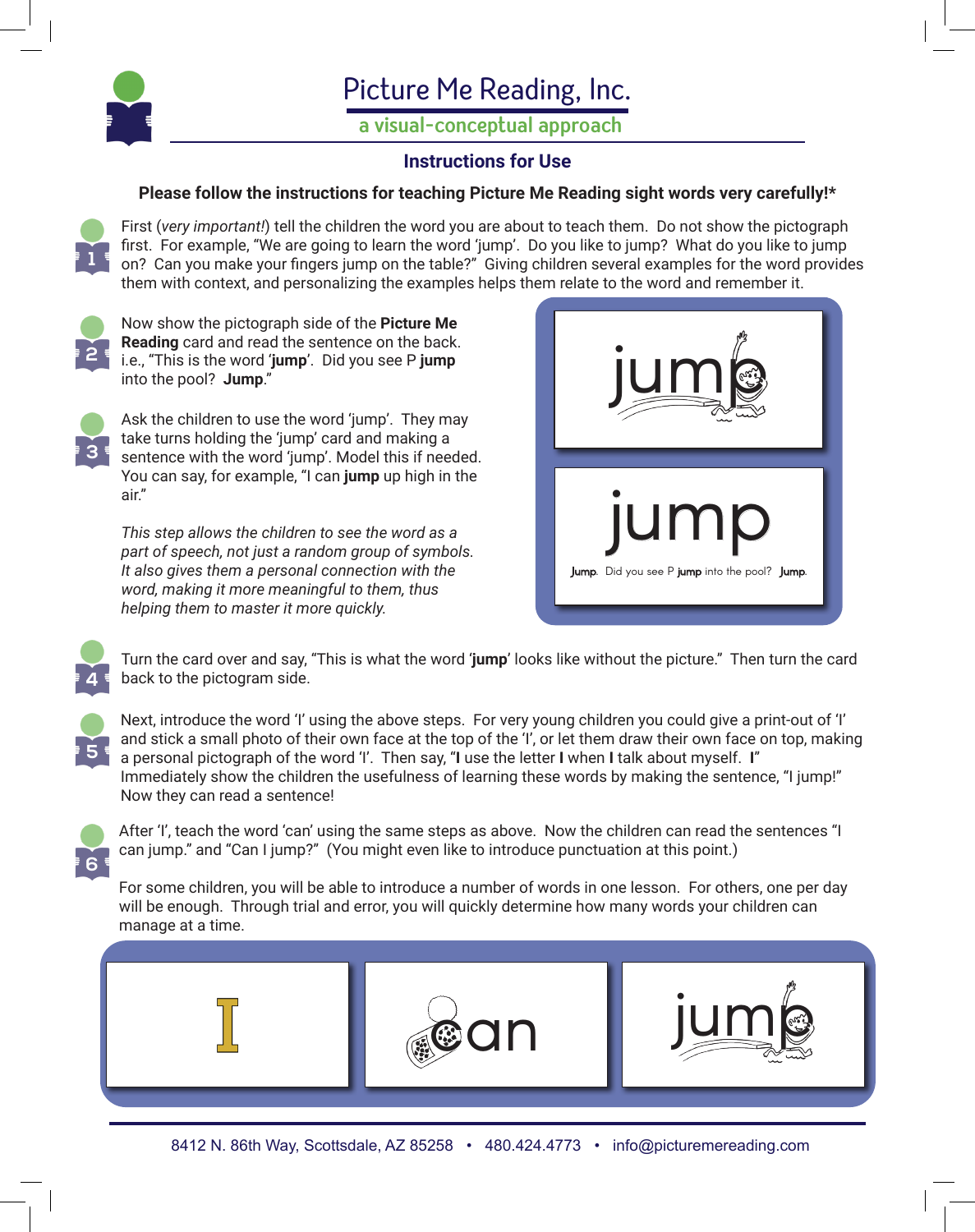# Picture Me Reading, Inc.

## a visual-conceptual approach

### Instructions for Use

**Please follow the instructions for teaching Picture Me Reading sight words very carefully!***

1. First (*very important!*) tell the children the word you are about to teach them. Do not show the pictograph first. For example, "We are going to learn the word 'jump'. Do you like to jump? What do you like to jump on? Can you make your fingers jump on the table?" Giving children several examples for the word provides them with context, and personalizing the examples helps them relate to the word and remember it.

2. Now show the pictograph side of the **Picture Me Reading** card and read the sentence on the back. i.e., "This is the word '**jump**'. Did you see P **jump** into the pool? **Jump**."

3. Ask the children to use the word 'jump'. They may take turns holding the 'jump' card and making a sentence with the word 'jump'. Model this if needed. You can say, for example, "I can **jump** up high in the air."

   *This step allows the children to see the word as a part of speech, not just a random group of symbols. It also gives them a personal connection with the word, making it more meaningful to them, thus helping them to master it more quickly.*

jump

jump

**Jump.** Did you see P **jump** into the pool? **Jump.**

4. Turn the card over and say, "This is what the word '**jump**' looks like without the picture." Then turn the card back to the pictogram side.

5. Next, introduce the word 'I' using the above steps. For very young children you could give a print-out of 'I' and stick a small photo of their own face at the top of the 'I', or let them draw their own face on top, making a personal pictograph of the word 'I'. Then say, "**I** use the letter **I** when **I** talk about myself. **I**" Immediately show the children the usefulness of learning these words by making the sentence, "I jump!" Now they can read a sentence!

6. After 'I', teach the word 'can' using the same steps as above. Now the children can read the sentences "I can jump." and "Can I jump?" (You might even like to introduce punctuation at this point.)

For some children, you will be able to introduce a number of words in one lesson. For others, one per day will be enough. Through trial and error, you will quickly determine how many words your children can manage at a time.

I can jump

8412 N. 86th Way, Scottsdale, AZ 85258 • 480.424.4773 • info@picturemereading.com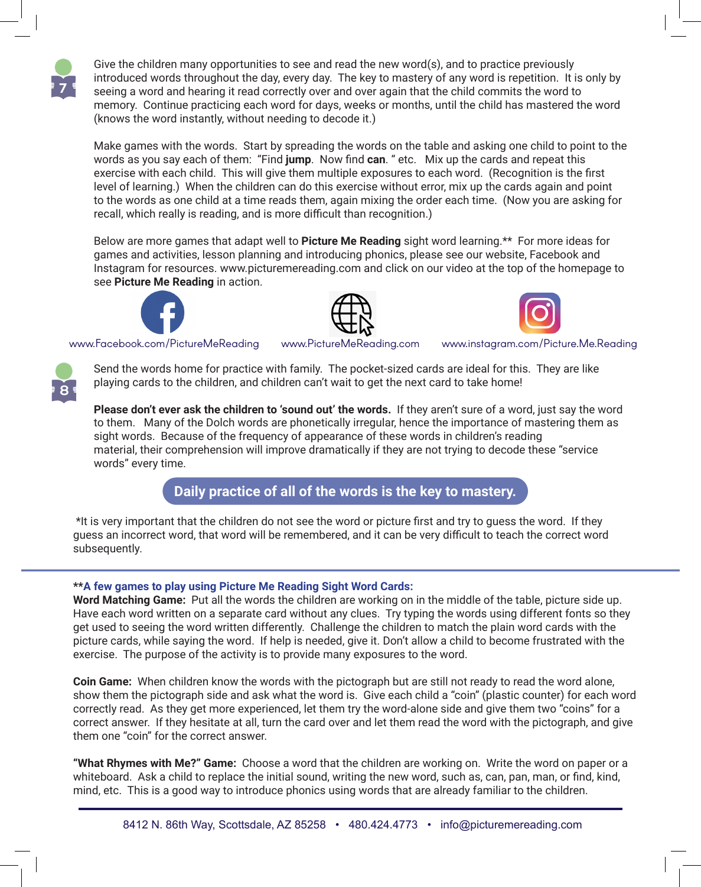7

Give the children many opportunities to see and read the new word(s), and to practice previously introduced words throughout the day, every day. The key to mastery of any word is repetition. It is only by seeing a word and hearing it read correctly over and over again that the child commits the word to memory. Continue practicing each word for days, weeks or months, until the child has mastered the word (knows the word instantly, without needing to decode it.)

Make games with the words. Start by spreading the words on the table and asking one child to point to the words as you say each of them: "Find **jump**. Now find **can**. " etc. Mix up the cards and repeat this exercise with each child. This will give them multiple exposures to each word. (Recognition is the first level of learning.) When the children can do this exercise without error, mix up the cards again and point to the words as one child at a time reads them, again mixing the order each time. (Now you are asking for recall, which really is reading, and is more difficult than recognition.)

Below are more games that adapt well to **Picture Me Reading** sight word learning.** For more ideas for games and activities, lesson planning and introducing phonics, please see our website, Facebook and Instagram for resources. www.picturemereading.com and click on our video at the top of the homepage to see **Picture Me Reading** in action.

www.Facebook.com/PictureMeReading

www.PictureMeReading.com

www.instagram.com/Picture.Me.Reading

8

Send the words home for practice with family. The pocket-sized cards are ideal for this. They are like playing cards to the children, and children can't wait to get the next card to take home!

**Please don't ever ask the children to 'sound out' the words.** If they aren't sure of a word, just say the word to them. Many of the Dolch words are phonetically irregular, hence the importance of mastering them as sight words. Because of the frequency of appearance of these words in children's reading material, their comprehension will improve dramatically if they are not trying to decode these "service words" every time.

**Daily practice of all of the words is the key to mastery.**

*It is very important that the children do not see the word or picture first and try to guess the word. If they guess an incorrect word, that word will be remembered, and it can be very difficult to teach the correct word subsequently.

---

****A few games to play using Picture Me Reading Sight Word Cards:**

**Word Matching Game:** Put all the words the children are working on in the middle of the table, picture side up. Have each word written on a separate card without any clues. Try typing the words using different fonts so they get used to seeing the word written differently. Challenge the children to match the plain word cards with the picture cards, while saying the word. If help is needed, give it. Don't allow a child to become frustrated with the exercise. The purpose of the activity is to provide many exposures to the word.

**Coin Game:** When children know the words with the pictograph but are still not ready to read the word alone, show them the pictograph side and ask what the word is. Give each child a "coin" (plastic counter) for each word correctly read. As they get more experienced, let them try the word-alone side and give them two "coins" for a correct answer. If they hesitate at all, turn the card over and let them read the word with the pictograph, and give them one "coin" for the correct answer.

**"What Rhymes with Me?" Game:** Choose a word that the children are working on. Write the word on paper or a whiteboard. Ask a child to replace the initial sound, writing the new word, such as, can, pan, man, or find, kind, mind, etc. This is a good way to introduce phonics using words that are already familiar to the children.

8412 N. 86th Way, Scottsdale, AZ 85258 • 480.424.4773 • info@picturemereading.com